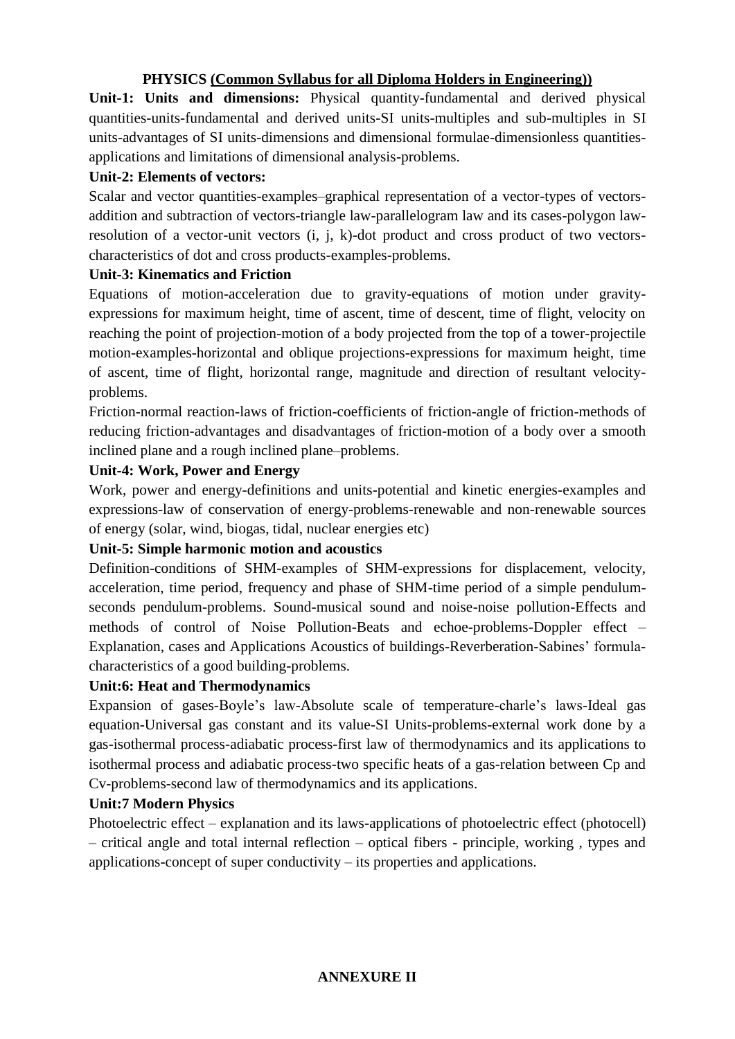**PHYSICS (Common Syllabus for all Diploma Holders in Engineering))**

**Unit-1: Units and dimensions:** Physical quantity-fundamental and derived physical quantities-units-fundamental and derived units-SI units-multiples and sub-multiples in SI units-advantages of SI units-dimensions and dimensional formulae-dimensionless quantities-applications and limitations of dimensional analysis-problems.

**Unit-2: Elements of vectors:**

Scalar and vector quantities-examples–graphical representation of a vector-types of vectors-addition and subtraction of vectors-triangle law-parallelogram law and its cases-polygon law-resolution of a vector-unit vectors (i, j, k)-dot product and cross product of two vectors-characteristics of dot and cross products-examples-problems.

**Unit-3: Kinematics and Friction**

Equations of motion-acceleration due to gravity-equations of motion under gravity-expressions for maximum height, time of ascent, time of descent, time of flight, velocity on reaching the point of projection-motion of a body projected from the top of a tower-projectile motion-examples-horizontal and oblique projections-expressions for maximum height, time of ascent, time of flight, horizontal range, magnitude and direction of resultant velocity-problems.

Friction-normal reaction-laws of friction-coefficients of friction-angle of friction-methods of reducing friction-advantages and disadvantages of friction-motion of a body over a smooth inclined plane and a rough inclined plane–problems.

**Unit-4: Work, Power and Energy**

Work, power and energy-definitions and units-potential and kinetic energies-examples and expressions-law of conservation of energy-problems-renewable and non-renewable sources of energy (solar, wind, biogas, tidal, nuclear energies etc)

**Unit-5: Simple harmonic motion and acoustics**

Definition-conditions of SHM-examples of SHM-expressions for displacement, velocity, acceleration, time period, frequency and phase of SHM-time period of a simple pendulum-seconds pendulum-problems. Sound-musical sound and noise-noise pollution-Effects and methods of control of Noise Pollution-Beats and echoe-problems-Doppler effect – Explanation, cases and Applications Acoustics of buildings-Reverberation-Sabines' formula-characteristics of a good building-problems.

**Unit:6: Heat and Thermodynamics**

Expansion of gases-Boyle's law-Absolute scale of temperature-charle's laws-Ideal gas equation-Universal gas constant and its value-SI Units-problems-external work done by a gas-isothermal process-adiabatic process-first law of thermodynamics and its applications to isothermal process and adiabatic process-two specific heats of a gas-relation between Cp and Cv-problems-second law of thermodynamics and its applications.

**Unit:7 Modern Physics**

Photoelectric effect – explanation and its laws-applications of photoelectric effect (photocell) – critical angle and total internal reflection – optical fibers - principle, working , types and applications-concept of super conductivity – its properties and applications.

**ANNEXURE II**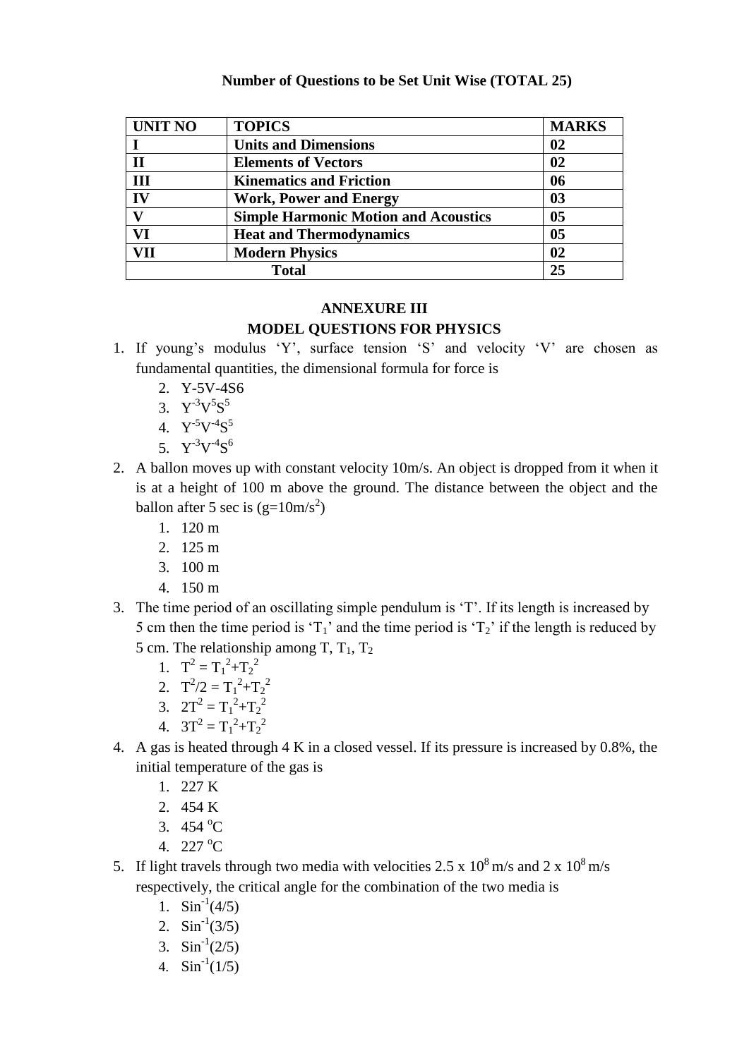**Number of Questions to be Set Unit Wise (TOTAL 25)**

| UNIT NO | TOPICS | MARKS |
|---|---|---|
| I | Units and Dimensions | 02 |
| II | Elements of Vectors | 02 |
| III | Kinematics and Friction | 06 |
| IV | Work, Power and Energy | 03 |
| V | Simple Harmonic Motion and Acoustics | 05 |
| VI | Heat and Thermodynamics | 05 |
| VII | Modern Physics | 02 |
| Total | | 25 |

## ANNEXURE III

## MODEL QUESTIONS FOR PHYSICS

1. If young's modulus 'Y', surface tension 'S' and velocity 'V' are chosen as fundamental quantities, the dimensional formula for force is
   2. Y-5V-4S6
   3. $Y^{-3}V^{5}S^{5}$
   4. $Y^{-5}V^{-4}S^{5}$
   5. $Y^{-3}V^{-4}S^{6}$
2. A ballon moves up with constant velocity 10m/s. An object is dropped from it when it is at a height of 100 m above the ground. The distance between the object and the ballon after 5 sec is ($g=10m/s^2$)
   1. 120 m
   2. 125 m
   3. 100 m
   4. 150 m
3. The time period of an oscillating simple pendulum is 'T'. If its length is increased by 5 cm then the time period is '$T_1$' and the time period is '$T_2$' if the length is reduced by 5 cm. The relationship among T, $T_1$, $T_2$
   1. $T^2 = T_1^2+T_2^2$
   2. $T^2/2 = T_1^2+T_2^2$
   3. $2T^2 = T_1^2+T_2^2$
   4. $3T^2 = T_1^2+T_2^2$
4. A gas is heated through 4 K in a closed vessel. If its pressure is increased by 0.8%, the initial temperature of the gas is
   1. 227 K
   2. 454 K
   3. 454 $^oC$
   4. 227 $^oC$
5. If light travels through two media with velocities 2.5 x $10^8$ m/s and 2 x $10^8$ m/s respectively, the critical angle for the combination of the two media is
   1. $Sin^{-1}(4/5)$
   2. $Sin^{-1}(3/5)$
   3. $Sin^{-1}(2/5)$
   4. $Sin^{-1}(1/5)$